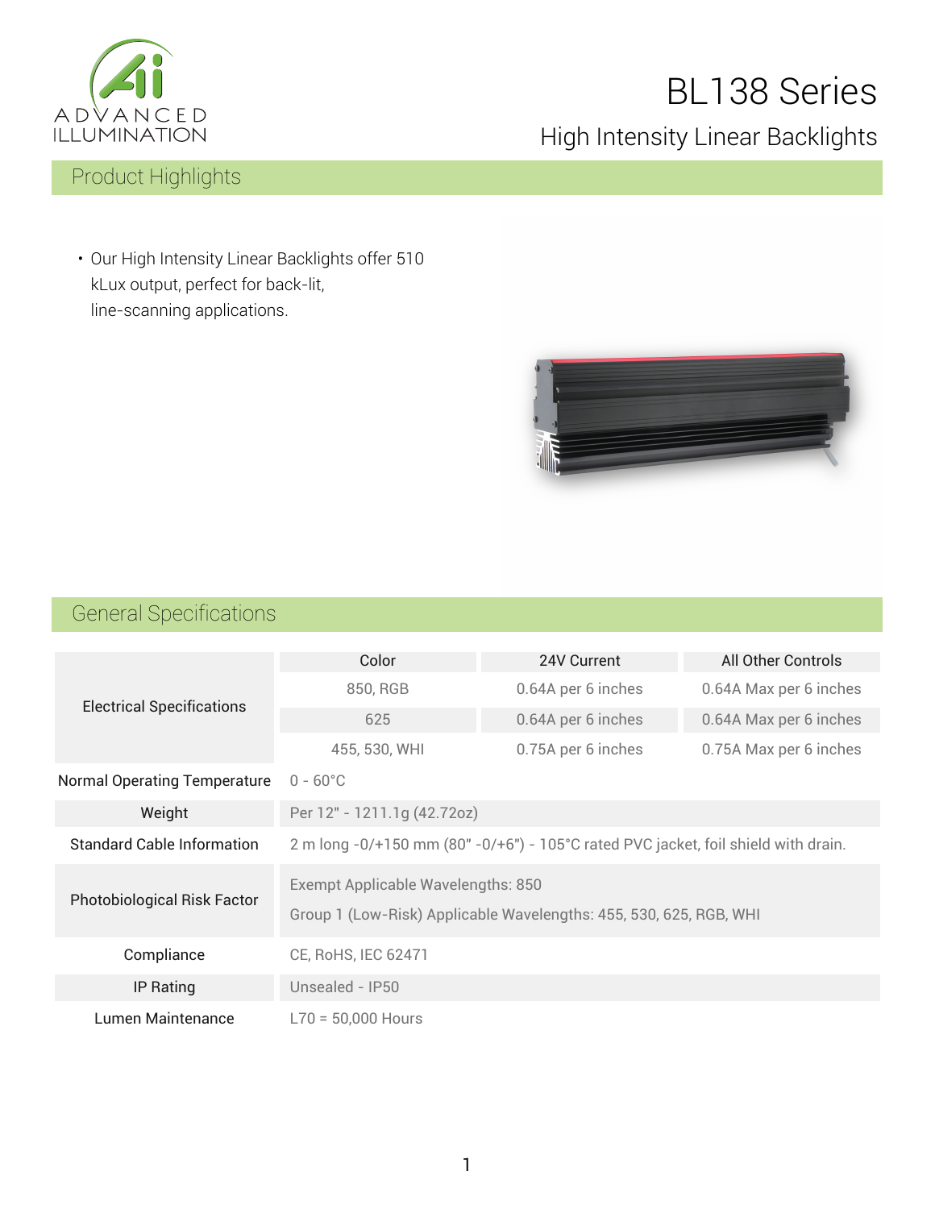ADVANCED ILLUMINATION

# BL138 Series

## High Intensity Linear Backlights

## Product Highlights

- Our High Intensity Linear Backlights offer 510 kLux output, perfect for back-lit, line-scanning applications.

## General Specifications

| | | | |
|---|---|---|---|
| Electrical Specifications | Color | 24V Current | All Other Controls |
| | 850, RGB | 0.64A per 6 inches | 0.64A Max per 6 inches |
| | 625 | 0.64A per 6 inches | 0.64A Max per 6 inches |
| | 455, 530, WHI | 0.75A per 6 inches | 0.75A Max per 6 inches |
| Normal Operating Temperature | 0 - 60°C | | |
| Weight | Per 12" - 1211.1g (42.72oz) | | |
| Standard Cable Information | 2 m long -0/+150 mm (80" -0/+6") - 105°C rated PVC jacket, foil shield with drain. | | |
| Photobiological Risk Factor | Exempt Applicable Wavelengths: 850<br>Group 1 (Low-Risk) Applicable Wavelengths: 455, 530, 625, RGB, WHI | | |
| Compliance | CE, RoHS, IEC 62471 | | |
| IP Rating | Unsealed - IP50 | | |
| Lumen Maintenance | L70 = 50,000 Hours | | |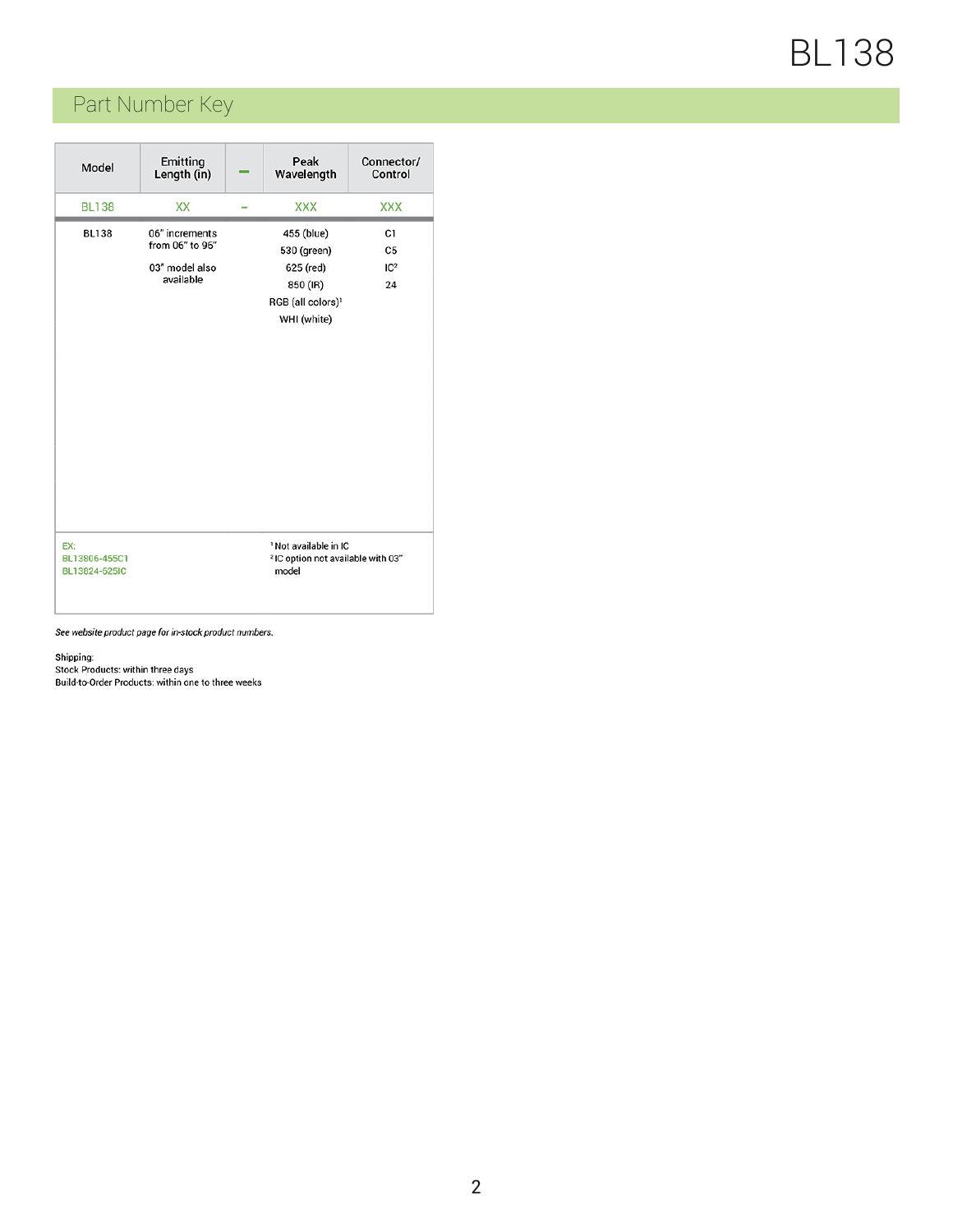## Part Number Key

| Model | Emitting Length (in) | – | Peak Wavelength | Connector/ Control |
|---|---|---|---|---|
| BL138 | XX | - | XXX | XXX |
| BL138 | 06" increments from 06" to 96"<br><br>03" model also available | | 455 (blue)<br>530 (green)<br>625 (red)<br>850 (IR)<br>RGB (all colors)[1]<br>WHI (white) | C1<br>C5<br>IC[2]<br>24 |

EX:
BL13806-455C1
BL13824-625IC

[1] Not available in IC
[2] IC option not available with 03" model

*See website product page for in-stock product numbers.*

Shipping:
Stock Products: within three days
Build-to-Order Products: within one to three weeks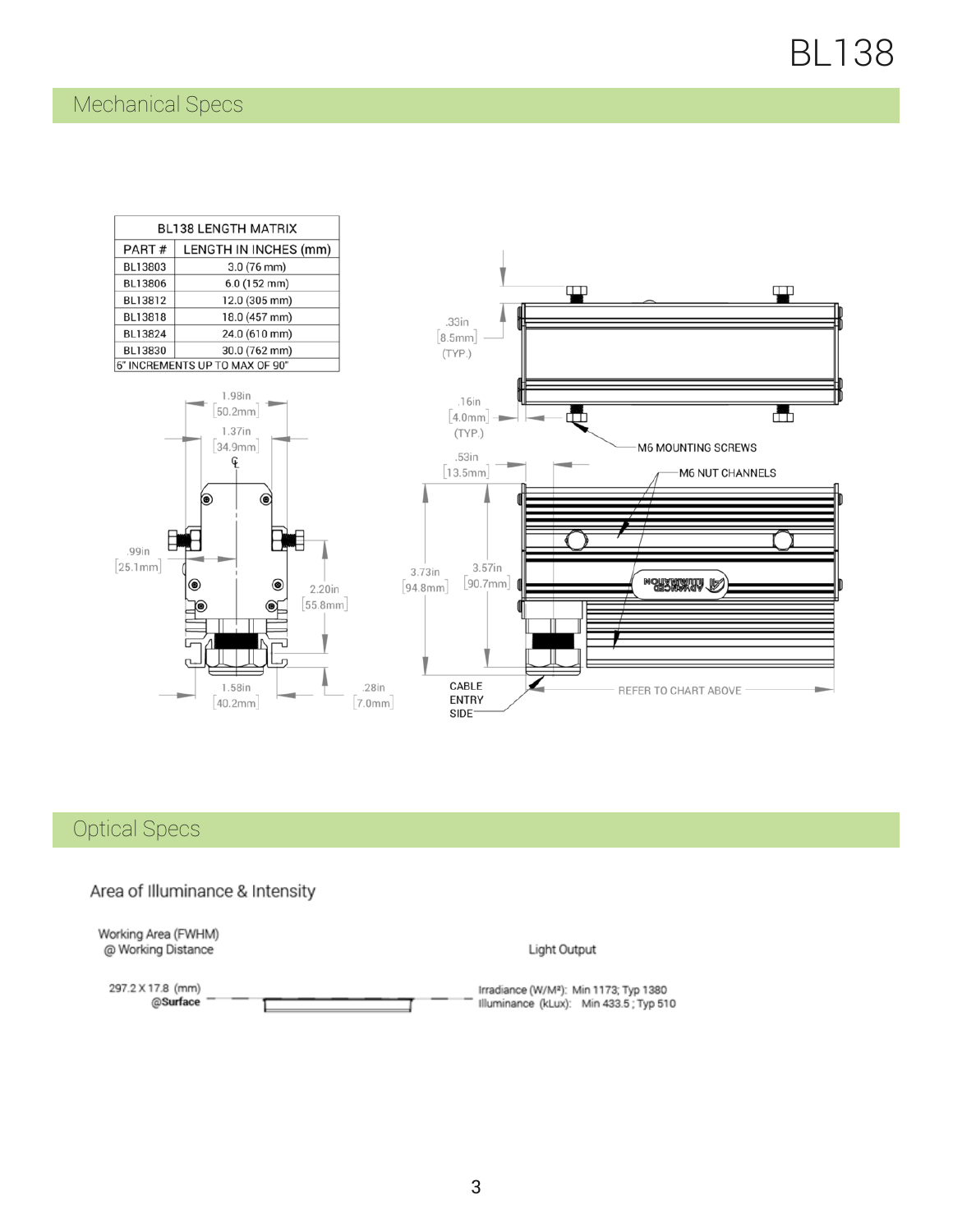## Mechanical Specs

| BL138 LENGTH MATRIX | |
|---|---|
| PART # | LENGTH IN INCHES (mm) |
| BL13803 | 3.0 (76 mm) |
| BL13806 | 6.0 (152 mm) |
| BL13812 | 12.0 (305 mm) |
| BL13818 | 18.0 (457 mm) |
| BL13824 | 24.0 (610 mm) |
| BL13830 | 30.0 (762 mm) |
| 6" INCREMENTS UP TO MAX OF 90" | |

1.98in [50.2mm]
1.37in [34.9mm]
.99in [25.1mm]
2.20in [55.8mm]
1.58in [40.2mm]
.28in [7.0mm]
.33in [8.5mm] (TYP.)
.16in [4.0mm] (TYP.)
M6 MOUNTING SCREWS
.53in [13.5mm]
M6 NUT CHANNELS
3.73in [94.8mm]
3.57in [90.7mm]
CABLE ENTRY SIDE
REFER TO CHART ABOVE

## Optical Specs

### Area of Illuminance & Intensity

Working Area (FWHM) @ Working Distance

297.2 X 17.8 (mm) @Surface

Light Output

Irradiance (W/M²): Min 1173; Typ 1380
Illuminance (kLux): Min 433.5 ; Typ 510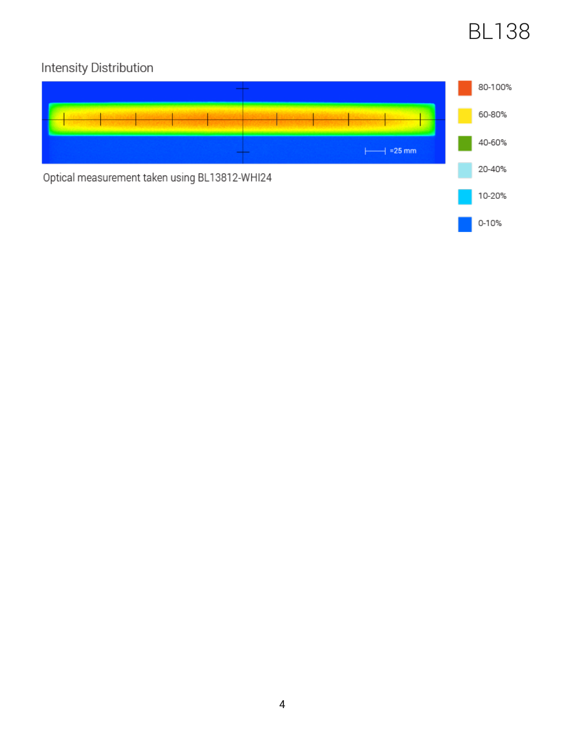## Intensity Distribution

=25 mm

80-100%

60-80%

40-60%

20-40%

10-20%

0-10%

Optical measurement taken using BL13812-WHI24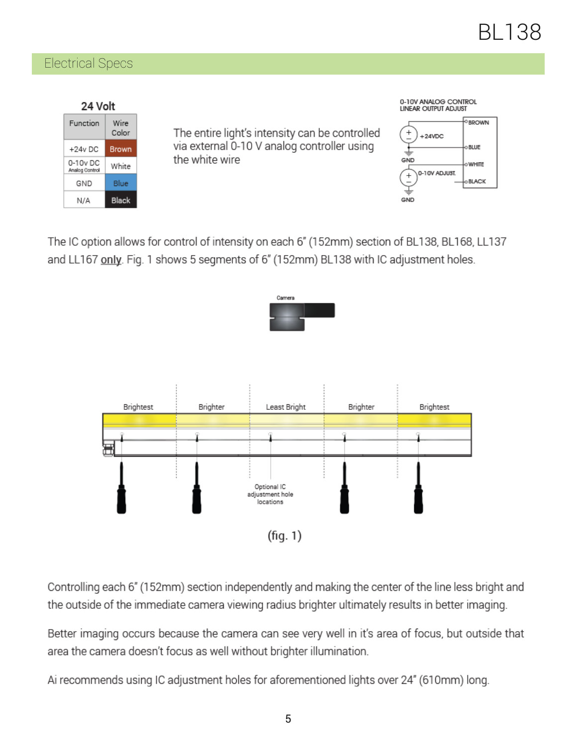## Electrical Specs

**24 Volt**

| Function | Wire Color |
|---|---|
| +24v DC | Brown |
| 0-10v DC Analog Control | White |
| GND | Blue |
| N/A | Black |

The entire light's intensity can be controlled via external 0-10 V analog controller using the white wire

0-10V ANALOG CONTROL
LINEAR OUTPUT ADJUST

+24VDC
GND
0-10V ADJUST.
GND
BROWN
BLUE
WHITE
BLACK

The IC option allows for control of intensity on each 6" (152mm) section of BL138, BL168, LL137 and LL167 **only**. Fig. 1 shows 5 segments of 6" (152mm) BL138 with IC adjustment holes.

Camera

Brightest
Brighter
Least Bright
Brighter
Brightest

Optional IC adjustment hole locations

(fig. 1)

Controlling each 6" (152mm) section independently and making the center of the line less bright and the outside of the immediate camera viewing radius brighter ultimately results in better imaging.

Better imaging occurs because the camera can see very well in it's area of focus, but outside that area the camera doesn't focus as well without brighter illumination.

Ai recommends using IC adjustment holes for aforementioned lights over 24" (610mm) long.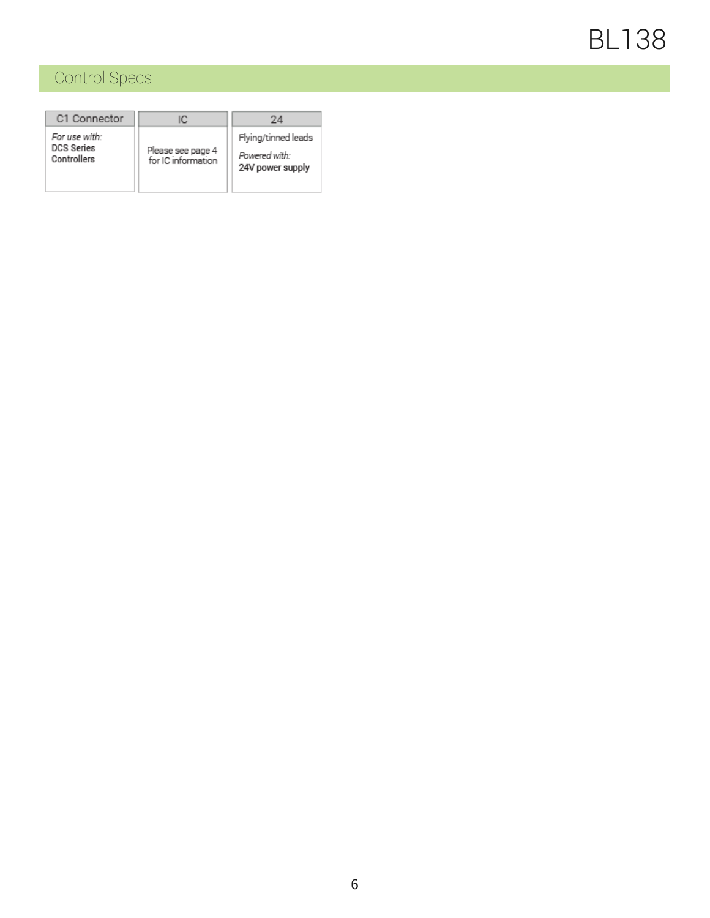## Control Specs

| C1 Connector | IC | 24 |
| --- | --- | --- |
| *For use with:* **DCS Series Controllers** | Please see page 4 for IC information | Flying/tinned leads *Powered with:* **24V power supply** |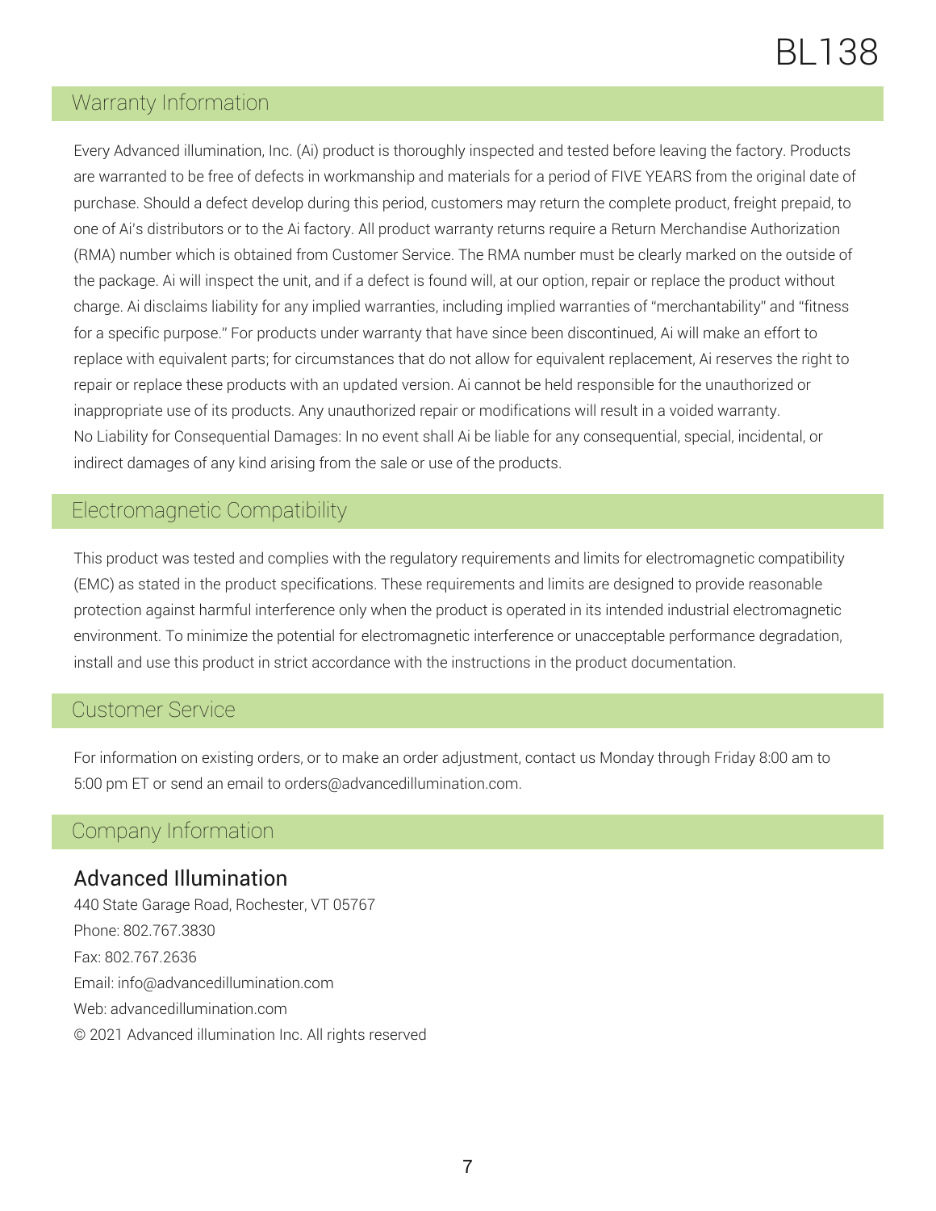## Warranty Information

Every Advanced illumination, Inc. (Ai) product is thoroughly inspected and tested before leaving the factory. Products are warranted to be free of defects in workmanship and materials for a period of FIVE YEARS from the original date of purchase. Should a defect develop during this period, customers may return the complete product, freight prepaid, to one of Ai's distributors or to the Ai factory. All product warranty returns require a Return Merchandise Authorization (RMA) number which is obtained from Customer Service. The RMA number must be clearly marked on the outside of the package. Ai will inspect the unit, and if a defect is found will, at our option, repair or replace the product without charge. Ai disclaims liability for any implied warranties, including implied warranties of "merchantability" and "fitness for a specific purpose." For products under warranty that have since been discontinued, Ai will make an effort to replace with equivalent parts; for circumstances that do not allow for equivalent replacement, Ai reserves the right to repair or replace these products with an updated version. Ai cannot be held responsible for the unauthorized or inappropriate use of its products. Any unauthorized repair or modifications will result in a voided warranty.
No Liability for Consequential Damages: In no event shall Ai be liable for any consequential, special, incidental, or indirect damages of any kind arising from the sale or use of the products.

## Electromagnetic Compatibility

This product was tested and complies with the regulatory requirements and limits for electromagnetic compatibility (EMC) as stated in the product specifications. These requirements and limits are designed to provide reasonable protection against harmful interference only when the product is operated in its intended industrial electromagnetic environment. To minimize the potential for electromagnetic interference or unacceptable performance degradation, install and use this product in strict accordance with the instructions in the product documentation.

## Customer Service

For information on existing orders, or to make an order adjustment, contact us Monday through Friday 8:00 am to 5:00 pm ET or send an email to orders@advancedillumination.com.

## Company Information

### Advanced Illumination

440 State Garage Road, Rochester, VT 05767
Phone: 802.767.3830
Fax: 802.767.2636
Email: info@advancedillumination.com
Web: advancedillumination.com
© 2021 Advanced illumination Inc. All rights reserved